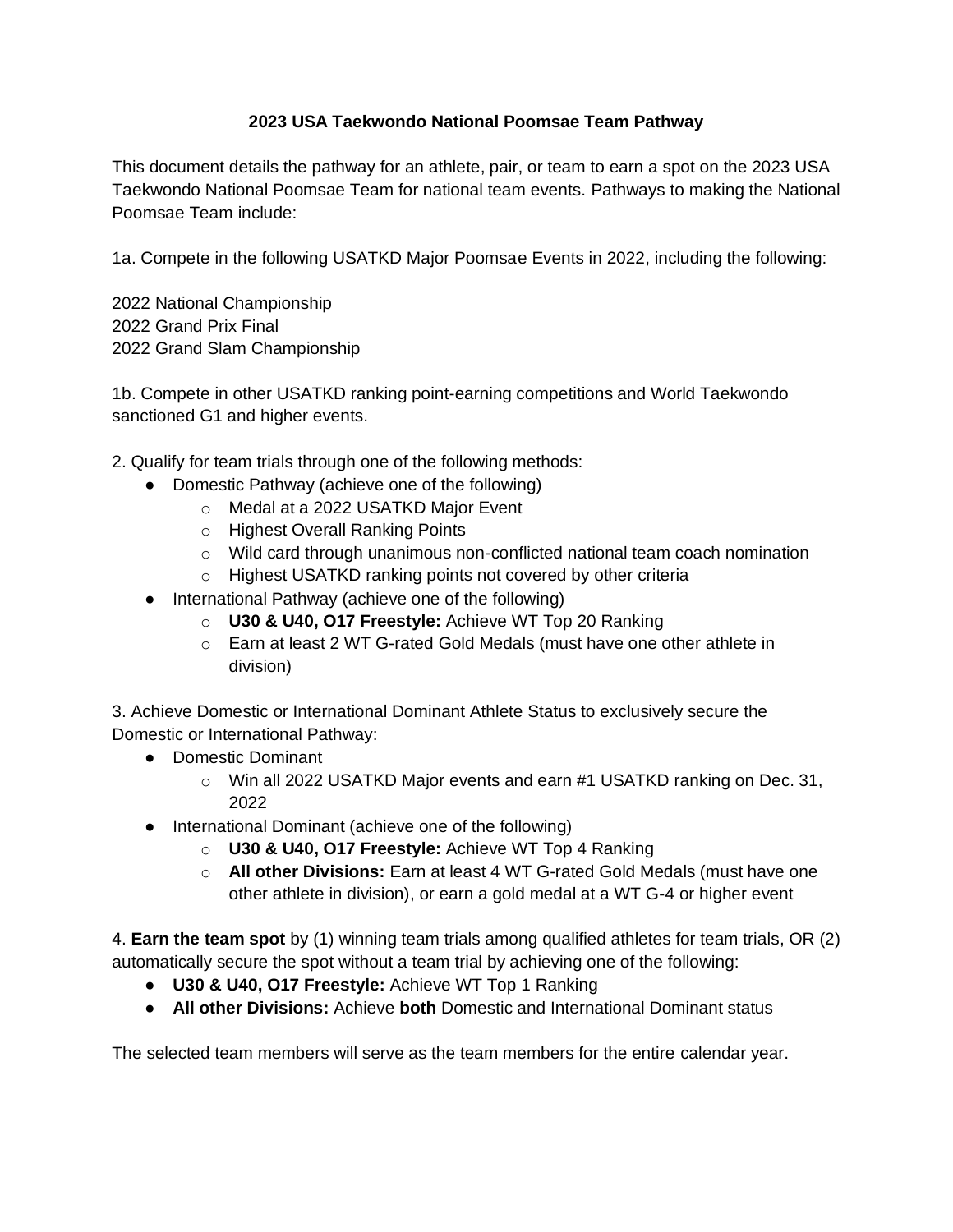# 2023 USA Taekwondo National Poomsae Team Pathway

This document details the pathway for an athlete, pair, or team to earn a spot on the 2023 USA Taekwondo National Poomsae Team for national team events. Pathways to making the National Poomsae Team include:

1a. Compete in the following USATKD Major Poomsae Events in 2022, including the following:

2022 National Championship
2022 Grand Prix Final
2022 Grand Slam Championship

1b. Compete in other USATKD ranking point-earning competitions and World Taekwondo sanctioned G1 and higher events.

2. Qualify for team trials through one of the following methods:
   - Domestic Pathway (achieve one of the following)
     - Medal at a 2022 USATKD Major Event
     - Highest Overall Ranking Points
     - Wild card through unanimous non-conflicted national team coach nomination
     - Highest USATKD ranking points not covered by other criteria
   - International Pathway (achieve one of the following)
     - **U30 & U40, O17 Freestyle:** Achieve WT Top 20 Ranking
     - Earn at least 2 WT G-rated Gold Medals (must have one other athlete in division)

3. Achieve Domestic or International Dominant Athlete Status to exclusively secure the Domestic or International Pathway:
   - Domestic Dominant
     - Win all 2022 USATKD Major events and earn #1 USATKD ranking on Dec. 31, 2022
   - International Dominant (achieve one of the following)
     - **U30 & U40, O17 Freestyle:** Achieve WT Top 4 Ranking
     - **All other Divisions:** Earn at least 4 WT G-rated Gold Medals (must have one other athlete in division), or earn a gold medal at a WT G-4 or higher event

4. **Earn the team spot** by (1) winning team trials among qualified athletes for team trials, OR (2) automatically secure the spot without a team trial by achieving one of the following:
   - **U30 & U40, O17 Freestyle:** Achieve WT Top 1 Ranking
   - **All other Divisions:** Achieve **both** Domestic and International Dominant status

The selected team members will serve as the team members for the entire calendar year.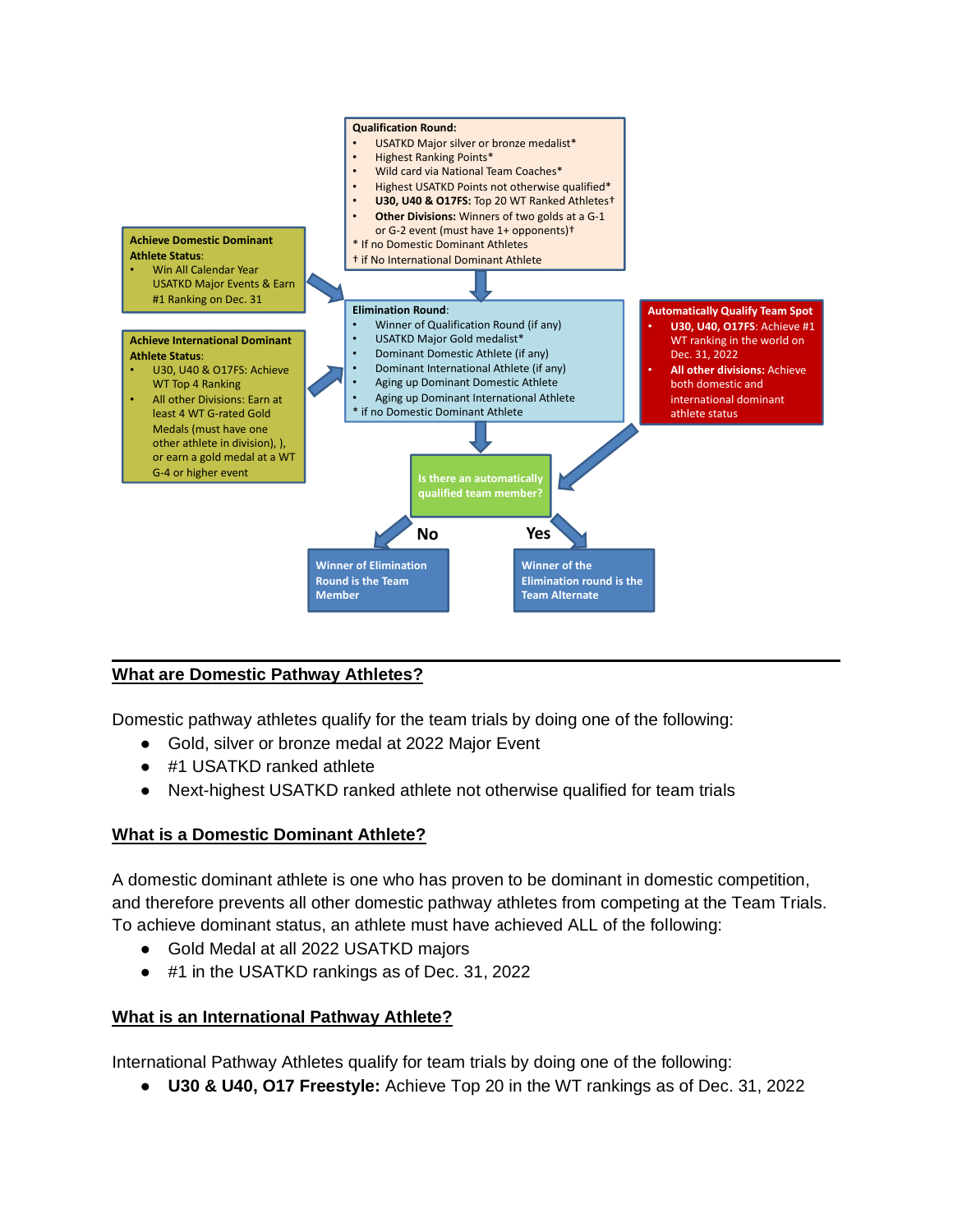**Qualification Round:**

- USATKD Major silver or bronze medalist*
- Highest Ranking Points*
- Wild card via National Team Coaches*
- Highest USATKD Points not otherwise qualified*
- **U30, U40 & O17FS:** Top 20 WT Ranked Athletes†
- **Other Divisions:** Winners of two golds at a G-1 or G-2 event (must have 1+ opponents)†

\* If no Domestic Dominant Athletes
† if No International Dominant Athlete

**Achieve Domestic Dominant Athlete Status:**

- Win All Calendar Year USATKD Major Events & Earn #1 Ranking on Dec. 31

**Achieve International Dominant Athlete Status:**

- U30, U40 & O17FS: Achieve WT Top 4 Ranking
- All other Divisions: Earn at least 4 WT G-rated Gold Medals (must have one other athlete in division), ), or earn a gold medal at a WT G-4 or higher event

**Elimination Round:**

- Winner of Qualification Round (if any)
- USATKD Major Gold medalist*
- Dominant Domestic Athlete (if any)
- Dominant International Athlete (if any)
- Aging up Dominant Domestic Athlete
- Aging up Dominant International Athlete

\* if no Domestic Dominant Athlete

**Automatically Qualify Team Spot**

- **U30, U40, O17FS:** Achieve #1 WT ranking in the world on Dec. 31, 2022
- **All other divisions:** Achieve both domestic and international dominant athlete status

**Is there an automatically qualified team member?**

**No** → **Winner of Elimination Round is the Team Member**

**Yes** → **Winner of the Elimination round is the Team Alternate**

## What are Domestic Pathway Athletes?

Domestic pathway athletes qualify for the team trials by doing one of the following:

- Gold, silver or bronze medal at 2022 Major Event
- #1 USATKD ranked athlete
- Next-highest USATKD ranked athlete not otherwise qualified for team trials

## What is a Domestic Dominant Athlete?

A domestic dominant athlete is one who has proven to be dominant in domestic competition, and therefore prevents all other domestic pathway athletes from competing at the Team Trials. To achieve dominant status, an athlete must have achieved ALL of the following:

- Gold Medal at all 2022 USATKD majors
- #1 in the USATKD rankings as of Dec. 31, 2022

## What is an International Pathway Athlete?

International Pathway Athletes qualify for team trials by doing one of the following:

- **U30 & U40, O17 Freestyle:** Achieve Top 20 in the WT rankings as of Dec. 31, 2022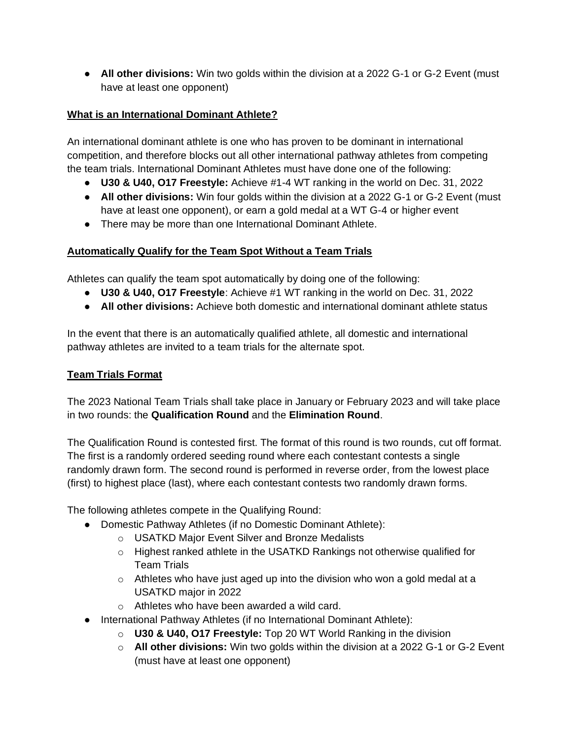- **All other divisions:** Win two golds within the division at a 2022 G-1 or G-2 Event (must have at least one opponent)

**What is an International Dominant Athlete?**

An international dominant athlete is one who has proven to be dominant in international competition, and therefore blocks out all other international pathway athletes from competing the team trials. International Dominant Athletes must have done one of the following:

- **U30 & U40, O17 Freestyle:** Achieve #1-4 WT ranking in the world on Dec. 31, 2022
- **All other divisions:** Win four golds within the division at a 2022 G-1 or G-2 Event (must have at least one opponent), or earn a gold medal at a WT G-4 or higher event
- There may be more than one International Dominant Athlete.

**Automatically Qualify for the Team Spot Without a Team Trials**

Athletes can qualify the team spot automatically by doing one of the following:

- **U30 & U40, O17 Freestyle**: Achieve #1 WT ranking in the world on Dec. 31, 2022
- **All other divisions:** Achieve both domestic and international dominant athlete status

In the event that there is an automatically qualified athlete, all domestic and international pathway athletes are invited to a team trials for the alternate spot.

**Team Trials Format**

The 2023 National Team Trials shall take place in January or February 2023 and will take place in two rounds: the **Qualification Round** and the **Elimination Round**.

The Qualification Round is contested first. The format of this round is two rounds, cut off format. The first is a randomly ordered seeding round where each contestant contests a single randomly drawn form. The second round is performed in reverse order, from the lowest place (first) to highest place (last), where each contestant contests two randomly drawn forms.

The following athletes compete in the Qualifying Round:

- Domestic Pathway Athletes (if no Domestic Dominant Athlete):
  - USATKD Major Event Silver and Bronze Medalists
  - Highest ranked athlete in the USATKD Rankings not otherwise qualified for Team Trials
  - Athletes who have just aged up into the division who won a gold medal at a USATKD major in 2022
  - Athletes who have been awarded a wild card.
- International Pathway Athletes (if no International Dominant Athlete):
  - **U30 & U40, O17 Freestyle:** Top 20 WT World Ranking in the division
  - **All other divisions:** Win two golds within the division at a 2022 G-1 or G-2 Event (must have at least one opponent)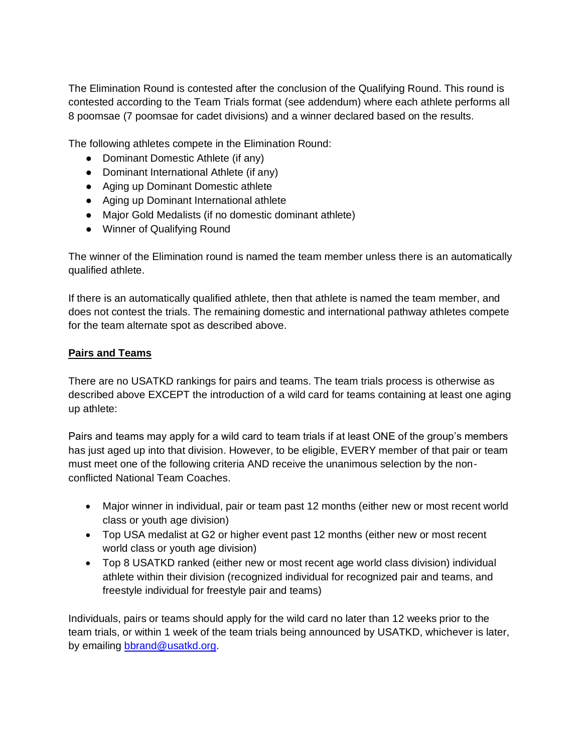The Elimination Round is contested after the conclusion of the Qualifying Round. This round is contested according to the Team Trials format (see addendum) where each athlete performs all 8 poomsae (7 poomsae for cadet divisions) and a winner declared based on the results.

The following athletes compete in the Elimination Round:

- Dominant Domestic Athlete (if any)
- Dominant International Athlete (if any)
- Aging up Dominant Domestic athlete
- Aging up Dominant International athlete
- Major Gold Medalists (if no domestic dominant athlete)
- Winner of Qualifying Round

The winner of the Elimination round is named the team member unless there is an automatically qualified athlete.

If there is an automatically qualified athlete, then that athlete is named the team member, and does not contest the trials. The remaining domestic and international pathway athletes compete for the team alternate spot as described above.

**Pairs and Teams**

There are no USATKD rankings for pairs and teams. The team trials process is otherwise as described above EXCEPT the introduction of a wild card for teams containing at least one aging up athlete:

Pairs and teams may apply for a wild card to team trials if at least ONE of the group's members has just aged up into that division. However, to be eligible, EVERY member of that pair or team must meet one of the following criteria AND receive the unanimous selection by the non-conflicted National Team Coaches.

- Major winner in individual, pair or team past 12 months (either new or most recent world class or youth age division)
- Top USA medalist at G2 or higher event past 12 months (either new or most recent world class or youth age division)
- Top 8 USATKD ranked (either new or most recent age world class division) individual athlete within their division (recognized individual for recognized pair and teams, and freestyle individual for freestyle pair and teams)

Individuals, pairs or teams should apply for the wild card no later than 12 weeks prior to the team trials, or within 1 week of the team trials being announced by USATKD, whichever is later, by emailing bbrand@usatkd.org.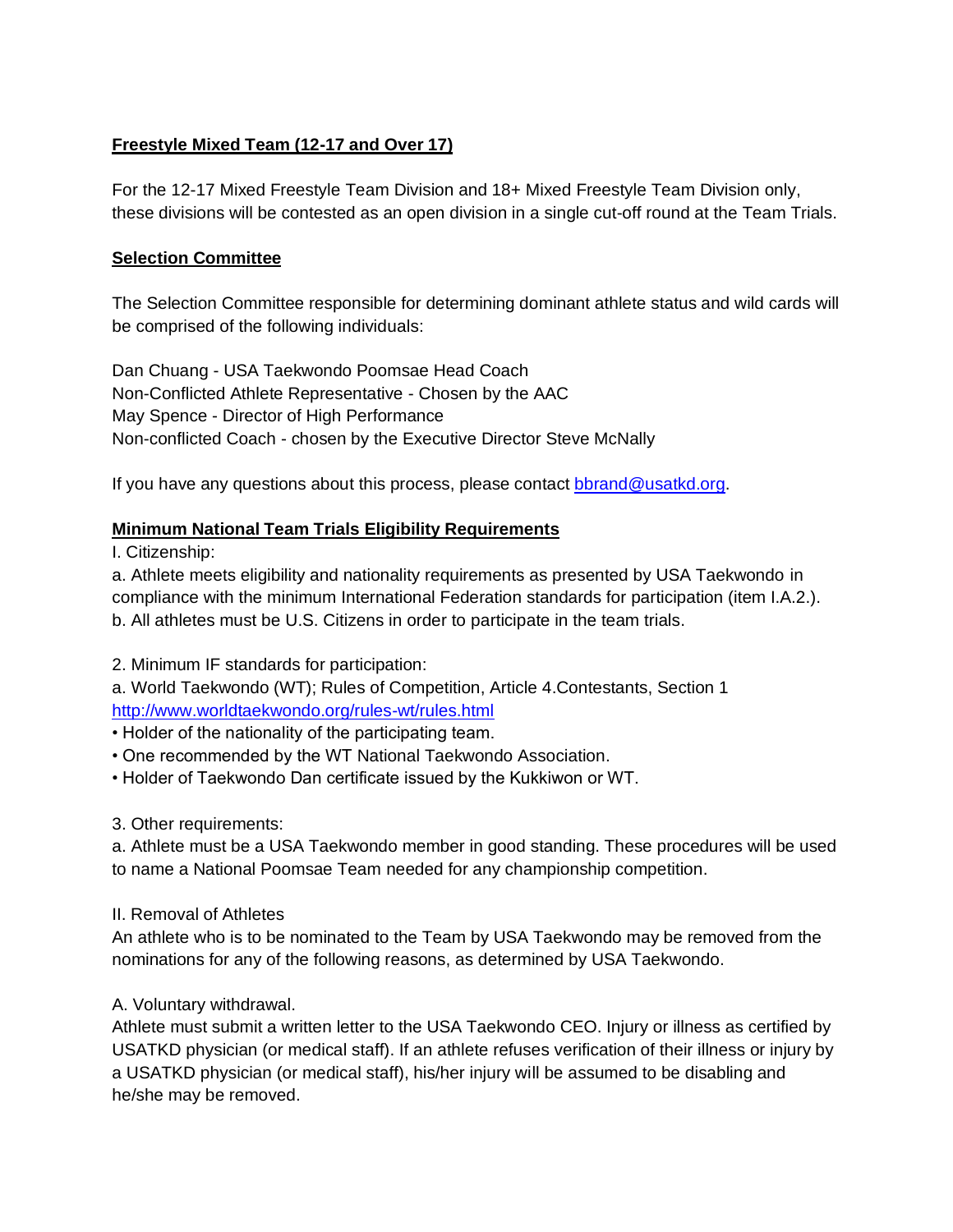**Freestyle Mixed Team (12-17 and Over 17)**

For the 12-17 Mixed Freestyle Team Division and 18+ Mixed Freestyle Team Division only, these divisions will be contested as an open division in a single cut-off round at the Team Trials.

**Selection Committee**

The Selection Committee responsible for determining dominant athlete status and wild cards will be comprised of the following individuals:

Dan Chuang - USA Taekwondo Poomsae Head Coach
Non-Conflicted Athlete Representative - Chosen by the AAC
May Spence - Director of High Performance
Non-conflicted Coach - chosen by the Executive Director Steve McNally

If you have any questions about this process, please contact bbrand@usatkd.org.

**Minimum National Team Trials Eligibility Requirements**

I. Citizenship:

a. Athlete meets eligibility and nationality requirements as presented by USA Taekwondo in compliance with the minimum International Federation standards for participation (item I.A.2.).

b. All athletes must be U.S. Citizens in order to participate in the team trials.

2. Minimum IF standards for participation:

a. World Taekwondo (WT); Rules of Competition, Article 4.Contestants, Section 1 http://www.worldtaekwondo.org/rules-wt/rules.html

- Holder of the nationality of the participating team.
- One recommended by the WT National Taekwondo Association.
- Holder of Taekwondo Dan certificate issued by the Kukkiwon or WT.

3. Other requirements:

a. Athlete must be a USA Taekwondo member in good standing. These procedures will be used to name a National Poomsae Team needed for any championship competition.

II. Removal of Athletes

An athlete who is to be nominated to the Team by USA Taekwondo may be removed from the nominations for any of the following reasons, as determined by USA Taekwondo.

A. Voluntary withdrawal.

Athlete must submit a written letter to the USA Taekwondo CEO. Injury or illness as certified by USATKD physician (or medical staff). If an athlete refuses verification of their illness or injury by a USATKD physician (or medical staff), his/her injury will be assumed to be disabling and he/she may be removed.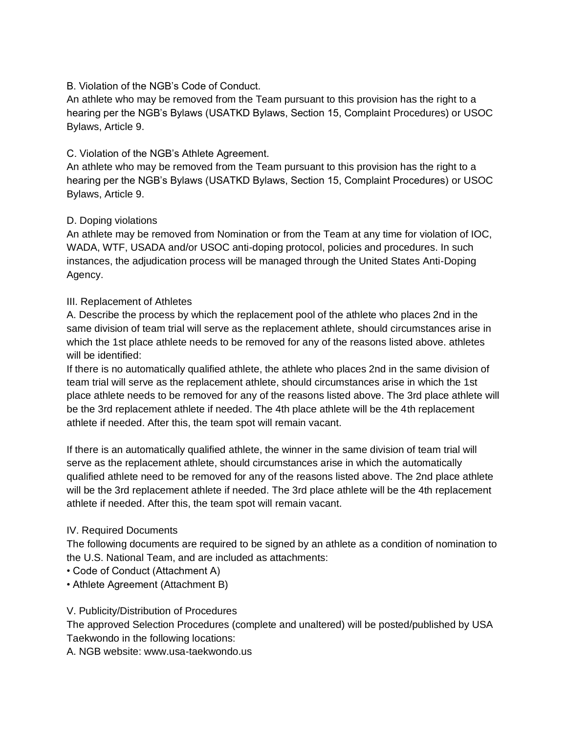B. Violation of the NGB's Code of Conduct.
An athlete who may be removed from the Team pursuant to this provision has the right to a hearing per the NGB's Bylaws (USATKD Bylaws, Section 15, Complaint Procedures) or USOC Bylaws, Article 9.

C. Violation of the NGB's Athlete Agreement.
An athlete who may be removed from the Team pursuant to this provision has the right to a hearing per the NGB's Bylaws (USATKD Bylaws, Section 15, Complaint Procedures) or USOC Bylaws, Article 9.

D. Doping violations
An athlete may be removed from Nomination or from the Team at any time for violation of IOC, WADA, WTF, USADA and/or USOC anti-doping protocol, policies and procedures. In such instances, the adjudication process will be managed through the United States Anti-Doping Agency.

III. Replacement of Athletes
A. Describe the process by which the replacement pool of the athlete who places 2nd in the same division of team trial will serve as the replacement athlete, should circumstances arise in which the 1st place athlete needs to be removed for any of the reasons listed above. athletes will be identified:
If there is no automatically qualified athlete, the athlete who places 2nd in the same division of team trial will serve as the replacement athlete, should circumstances arise in which the 1st place athlete needs to be removed for any of the reasons listed above. The 3rd place athlete will be the 3rd replacement athlete if needed. The 4th place athlete will be the 4th replacement athlete if needed. After this, the team spot will remain vacant.

If there is an automatically qualified athlete, the winner in the same division of team trial will serve as the replacement athlete, should circumstances arise in which the automatically qualified athlete need to be removed for any of the reasons listed above. The 2nd place athlete will be the 3rd replacement athlete if needed. The 3rd place athlete will be the 4th replacement athlete if needed. After this, the team spot will remain vacant.

IV. Required Documents
The following documents are required to be signed by an athlete as a condition of nomination to the U.S. National Team, and are included as attachments:
• Code of Conduct (Attachment A)
• Athlete Agreement (Attachment B)

V. Publicity/Distribution of Procedures
The approved Selection Procedures (complete and unaltered) will be posted/published by USA Taekwondo in the following locations:
A. NGB website: www.usa-taekwondo.us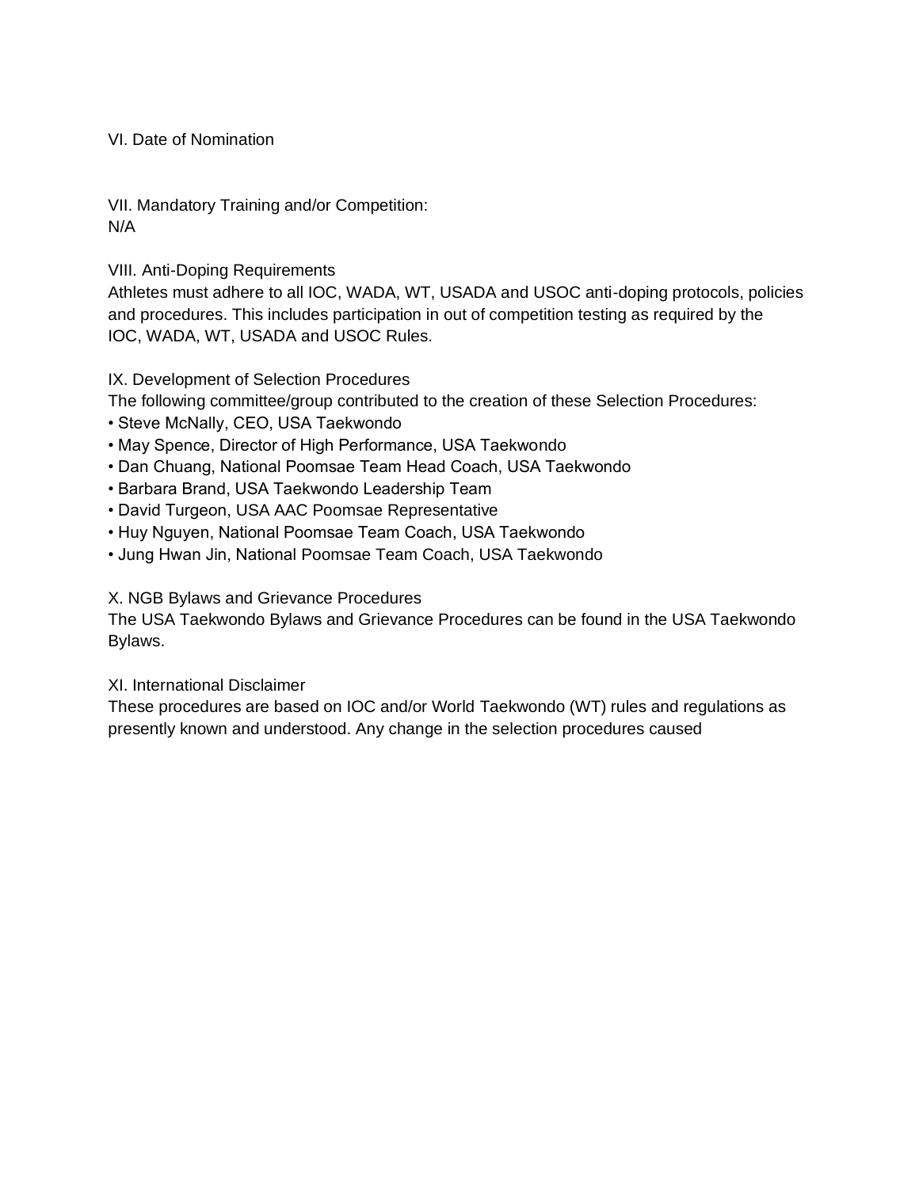## VI. Date of Nomination

## VII. Mandatory Training and/or Competition:

N/A

## VIII. Anti-Doping Requirements

Athletes must adhere to all IOC, WADA, WT, USADA and USOC anti-doping protocols, policies and procedures. This includes participation in out of competition testing as required by the IOC, WADA, WT, USADA and USOC Rules.

## IX. Development of Selection Procedures

The following committee/group contributed to the creation of these Selection Procedures:

- Steve McNally, CEO, USA Taekwondo
- May Spence, Director of High Performance, USA Taekwondo
- Dan Chuang, National Poomsae Team Head Coach, USA Taekwondo
- Barbara Brand, USA Taekwondo Leadership Team
- David Turgeon, USA AAC Poomsae Representative
- Huy Nguyen, National Poomsae Team Coach, USA Taekwondo
- Jung Hwan Jin, National Poomsae Team Coach, USA Taekwondo

## X. NGB Bylaws and Grievance Procedures

The USA Taekwondo Bylaws and Grievance Procedures can be found in the USA Taekwondo Bylaws.

## XI. International Disclaimer

These procedures are based on IOC and/or World Taekwondo (WT) rules and regulations as presently known and understood. Any change in the selection procedures caused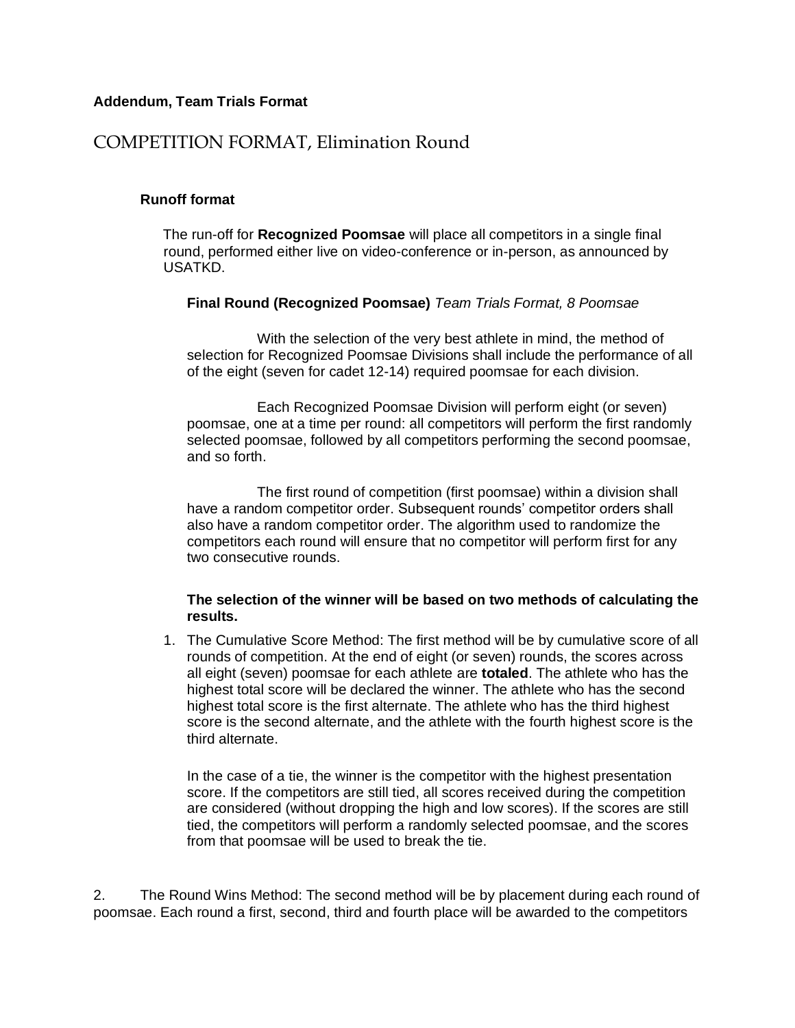**Addendum, Team Trials Format**

# COMPETITION FORMAT, Elimination Round

### Runoff format

The run-off for **Recognized Poomsae** will place all competitors in a single final round, performed either live on video-conference or in-person, as announced by USATKD.

**Final Round (Recognized Poomsae)** *Team Trials Format, 8 Poomsae*

With the selection of the very best athlete in mind, the method of selection for Recognized Poomsae Divisions shall include the performance of all of the eight (seven for cadet 12-14) required poomsae for each division.

Each Recognized Poomsae Division will perform eight (or seven) poomsae, one at a time per round: all competitors will perform the first randomly selected poomsae, followed by all competitors performing the second poomsae, and so forth.

The first round of competition (first poomsae) within a division shall have a random competitor order. Subsequent rounds' competitor orders shall also have a random competitor order. The algorithm used to randomize the competitors each round will ensure that no competitor will perform first for any two consecutive rounds.

**The selection of the winner will be based on two methods of calculating the results.**

1. The Cumulative Score Method: The first method will be by cumulative score of all rounds of competition. At the end of eight (or seven) rounds, the scores across all eight (seven) poomsae for each athlete are **totaled**. The athlete who has the highest total score will be declared the winner. The athlete who has the second highest total score is the first alternate. The athlete who has the third highest score is the second alternate, and the athlete with the fourth highest score is the third alternate.

   In the case of a tie, the winner is the competitor with the highest presentation score. If the competitors are still tied, all scores received during the competition are considered (without dropping the high and low scores). If the scores are still tied, the competitors will perform a randomly selected poomsae, and the scores from that poomsae will be used to break the tie.

2. The Round Wins Method: The second method will be by placement during each round of poomsae. Each round a first, second, third and fourth place will be awarded to the competitors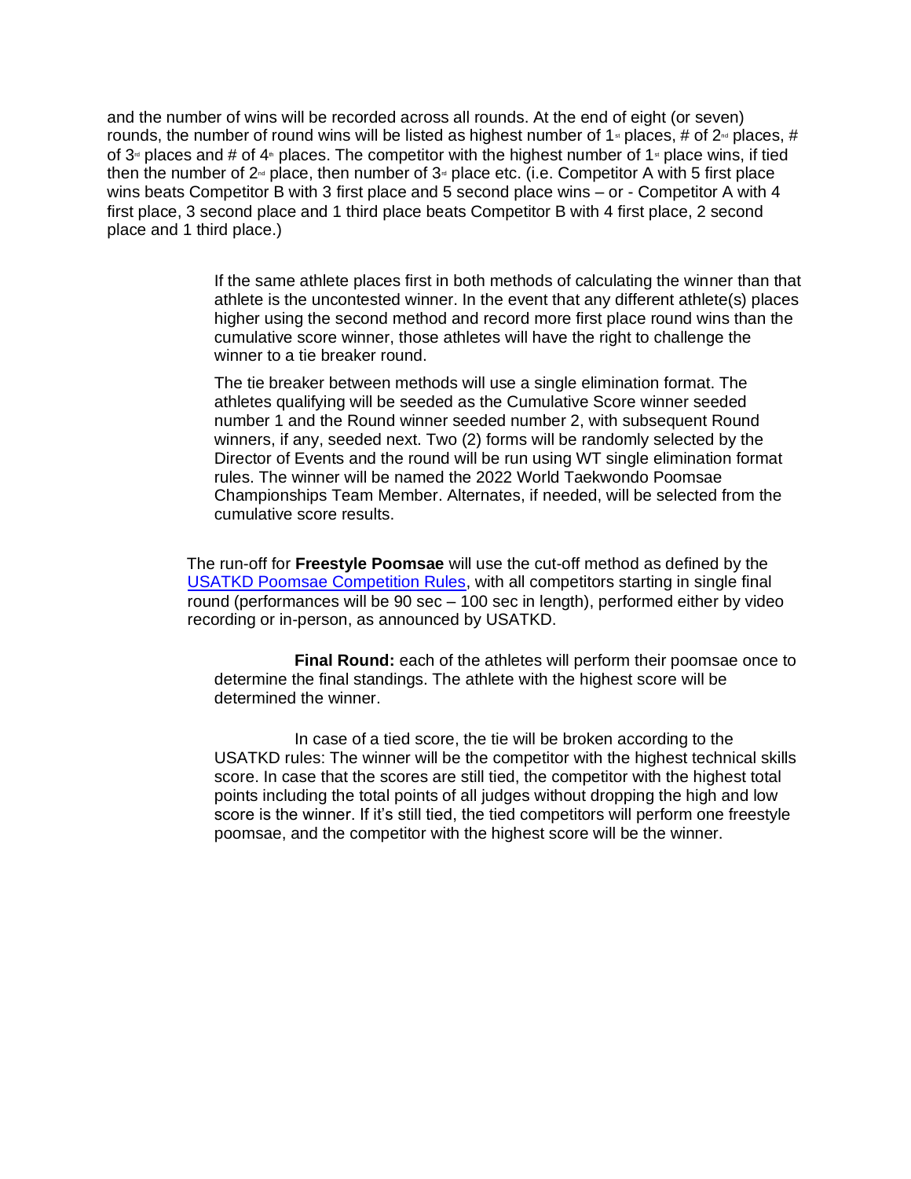and the number of wins will be recorded across all rounds. At the end of eight (or seven) rounds, the number of round wins will be listed as highest number of 1st places, # of 2nd places, # of 3rd places and # of 4th places. The competitor with the highest number of 1st place wins, if tied then the number of 2nd place, then number of 3rd place etc. (i.e. Competitor A with 5 first place wins beats Competitor B with 3 first place and 5 second place wins – or - Competitor A with 4 first place, 3 second place and 1 third place beats Competitor B with 4 first place, 2 second place and 1 third place.)

If the same athlete places first in both methods of calculating the winner than that athlete is the uncontested winner. In the event that any different athlete(s) places higher using the second method and record more first place round wins than the cumulative score winner, those athletes will have the right to challenge the winner to a tie breaker round.

The tie breaker between methods will use a single elimination format. The athletes qualifying will be seeded as the Cumulative Score winner seeded number 1 and the Round winner seeded number 2, with subsequent Round winners, if any, seeded next. Two (2) forms will be randomly selected by the Director of Events and the round will be run using WT single elimination format rules. The winner will be named the 2022 World Taekwondo Poomsae Championships Team Member. Alternates, if needed, will be selected from the cumulative score results.

The run-off for **Freestyle Poomsae** will use the cut-off method as defined by the USATKD Poomsae Competition Rules, with all competitors starting in single final round (performances will be 90 sec – 100 sec in length), performed either by video recording or in-person, as announced by USATKD.

**Final Round:** each of the athletes will perform their poomsae once to determine the final standings. The athlete with the highest score will be determined the winner.

In case of a tied score, the tie will be broken according to the USATKD rules: The winner will be the competitor with the highest technical skills score. In case that the scores are still tied, the competitor with the highest total points including the total points of all judges without dropping the high and low score is the winner. If it's still tied, the tied competitors will perform one freestyle poomsae, and the competitor with the highest score will be the winner.